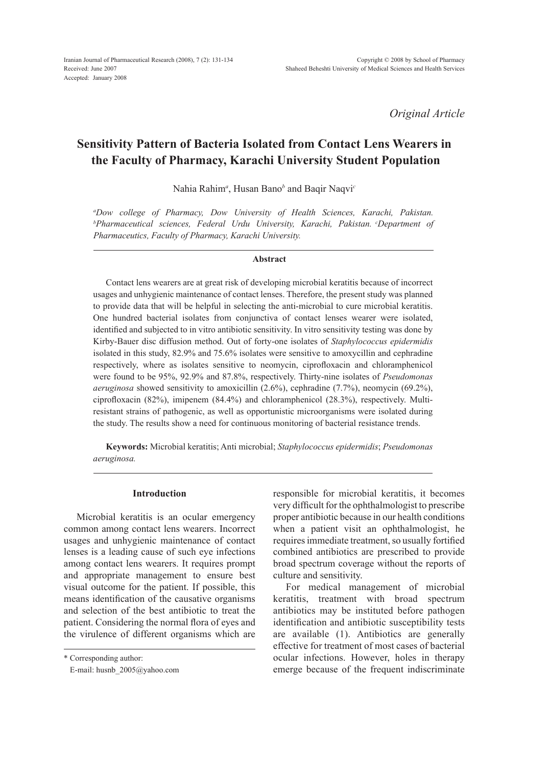*Original Article*

# Sensitivity Pattern of Bacteria Isolated from Contact Lens Wearers in the Faculty of Pharmacy, Karachi University Student Population

Nahia Rahim[a], Husan Bano[b] and Baqir Naqvi[c]

[a]*Dow college of Pharmacy, Dow University of Health Sciences, Karachi, Pakistan.* [b]*Pharmaceutical sciences, Federal Urdu University, Karachi, Pakistan.* [c]*Department of Pharmaceutics, Faculty of Pharmacy, Karachi University.*

## Abstract

Contact lens wearers are at great risk of developing microbial keratitis because of incorrect usages and unhygienic maintenance of contact lenses. Therefore, the present study was planned to provide data that will be helpful in selecting the anti-microbial to cure microbial keratitis. One hundred bacterial isolates from conjunctiva of contact lenses wearer were isolated, identified and subjected to in vitro antibiotic sensitivity. In vitro sensitivity testing was done by Kirby-Bauer disc diffusion method. Out of forty-one isolates of *Staphylococcus epidermidis* isolated in this study, 82.9% and 75.6% isolates were sensitive to amoxycillin and cephradine respectively, where as isolates sensitive to neomycin, ciprofloxacin and chloramphenicol were found to be 95%, 92.9% and 87.8%, respectively. Thirty-nine isolates of *Pseudomonas aeruginosa* showed sensitivity to amoxicillin (2.6%), cephradine (7.7%), neomycin (69.2%), ciprofloxacin (82%), imipenem (84.4%) and chloramphenicol (28.3%), respectively. Multi-resistant strains of pathogenic, as well as opportunistic microorganisms were isolated during the study. The results show a need for continuous monitoring of bacterial resistance trends.

**Keywords:** Microbial keratitis; Anti microbial; *Staphylococcus epidermidis*; *Pseudomonas aeruginosa.*

## Introduction

Microbial keratitis is an ocular emergency common among contact lens wearers. Incorrect usages and unhygienic maintenance of contact lenses is a leading cause of such eye infections among contact lens wearers. It requires prompt and appropriate management to ensure best visual outcome for the patient. If possible, this means identification of the causative organisms and selection of the best antibiotic to treat the patient. Considering the normal flora of eyes and the virulence of different organisms which are responsible for microbial keratitis, it becomes very difficult for the ophthalmologist to prescribe proper antibiotic because in our health conditions when a patient visit an ophthalmologist, he requires immediate treatment, so usually fortified combined antibiotics are prescribed to provide broad spectrum coverage without the reports of culture and sensitivity.

For medical management of microbial keratitis, treatment with broad spectrum antibiotics may be instituted before pathogen identification and antibiotic susceptibility tests are available (1). Antibiotics are generally effective for treatment of most cases of bacterial ocular infections. However, holes in therapy emerge because of the frequent indiscriminate

\* Corresponding author:
E-mail: husnb_2005@yahoo.com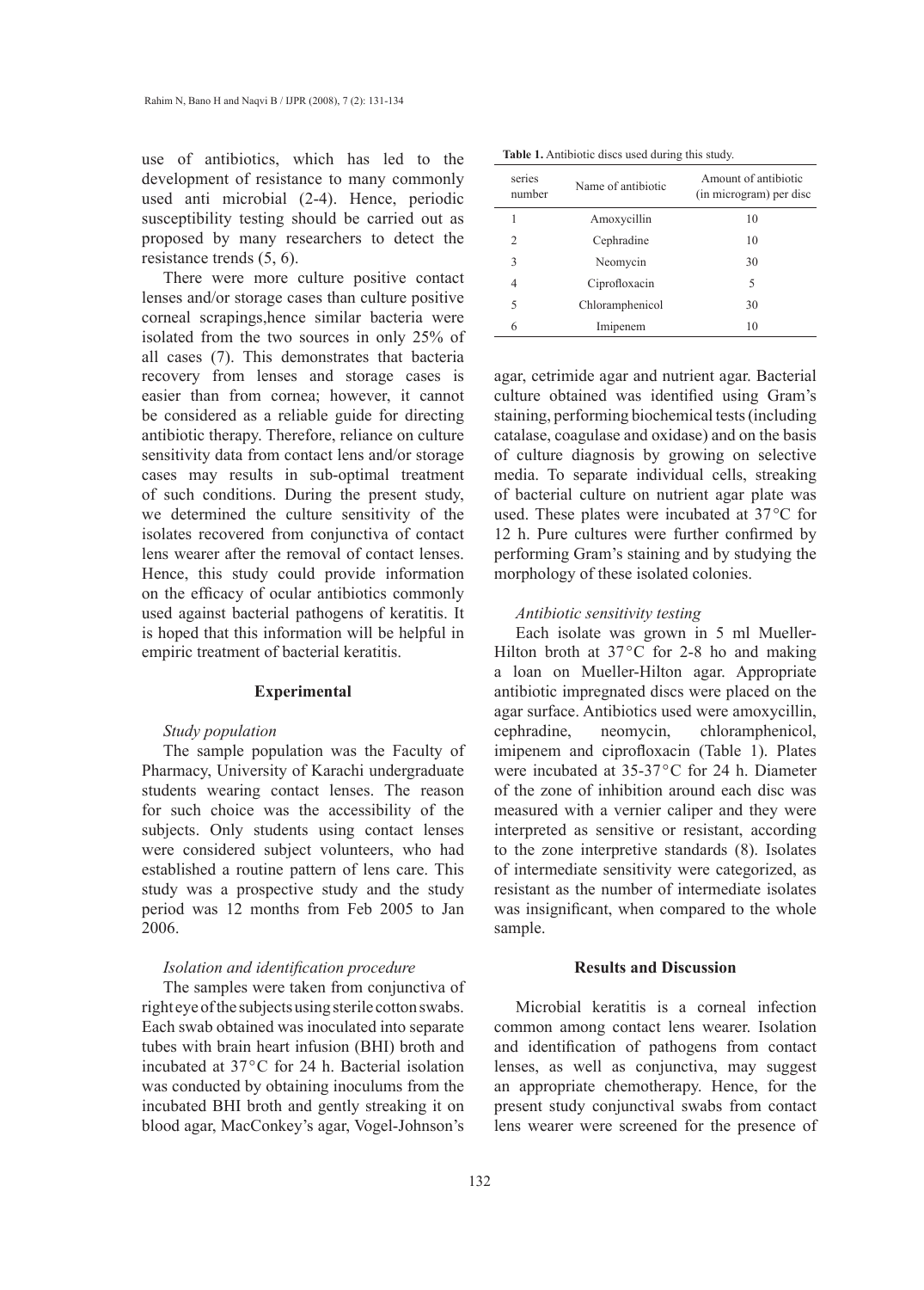use of antibiotics, which has led to the development of resistance to many commonly used anti microbial (2-4). Hence, periodic susceptibility testing should be carried out as proposed by many researchers to detect the resistance trends (5, 6).

There were more culture positive contact lenses and/or storage cases than culture positive corneal scrapings,hence similar bacteria were isolated from the two sources in only 25% of all cases (7). This demonstrates that bacteria recovery from lenses and storage cases is easier than from cornea; however, it cannot be considered as a reliable guide for directing antibiotic therapy. Therefore, reliance on culture sensitivity data from contact lens and/or storage cases may results in sub-optimal treatment of such conditions. During the present study, we determined the culture sensitivity of the isolates recovered from conjunctiva of contact lens wearer after the removal of contact lenses. Hence, this study could provide information on the efficacy of ocular antibiotics commonly used against bacterial pathogens of keratitis. It is hoped that this information will be helpful in empiric treatment of bacterial keratitis.

## Experimental

*Study population*

The sample population was the Faculty of Pharmacy, University of Karachi undergraduate students wearing contact lenses. The reason for such choice was the accessibility of the subjects. Only students using contact lenses were considered subject volunteers, who had established a routine pattern of lens care. This study was a prospective study and the study period was 12 months from Feb 2005 to Jan 2006.

*Isolation and identification procedure*

The samples were taken from conjunctiva of right eye of the subjects using sterile cotton swabs. Each swab obtained was inoculated into separate tubes with brain heart infusion (BHI) broth and incubated at 37°C for 24 h. Bacterial isolation was conducted by obtaining inoculums from the incubated BHI broth and gently streaking it on blood agar, MacConkey's agar, Vogel-Johnson's agar, cetrimide agar and nutrient agar. Bacterial culture obtained was identified using Gram's staining, performing biochemical tests (including catalase, coagulase and oxidase) and on the basis of culture diagnosis by growing on selective media. To separate individual cells, streaking of bacterial culture on nutrient agar plate was used. These plates were incubated at 37°C for 12 h. Pure cultures were further confirmed by performing Gram's staining and by studying the morphology of these isolated colonies.

**Table 1.** Antibiotic discs used during this study.

| series number | Name of antibiotic | Amount of antibiotic (in microgram) per disc |
|---|---|---|
| 1 | Amoxycillin | 10 |
| 2 | Cephradine | 10 |
| 3 | Neomycin | 30 |
| 4 | Ciprofloxacin | 5 |
| 5 | Chloramphenicol | 30 |
| 6 | Imipenem | 10 |

*Antibiotic sensitivity testing*

Each isolate was grown in 5 ml Mueller-Hilton broth at 37°C for 2-8 ho and making a loan on Mueller-Hilton agar. Appropriate antibiotic impregnated discs were placed on the agar surface. Antibiotics used were amoxycillin, cephradine, neomycin, chloramphenicol, imipenem and ciprofloxacin (Table 1). Plates were incubated at 35-37°C for 24 h. Diameter of the zone of inhibition around each disc was measured with a vernier caliper and they were interpreted as sensitive or resistant, according to the zone interpretive standards (8). Isolates of intermediate sensitivity were categorized, as resistant as the number of intermediate isolates was insignificant, when compared to the whole sample.

## Results and Discussion

Microbial keratitis is a corneal infection common among contact lens wearer. Isolation and identification of pathogens from contact lenses, as well as conjunctiva, may suggest an appropriate chemotherapy. Hence, for the present study conjunctival swabs from contact lens wearer were screened for the presence of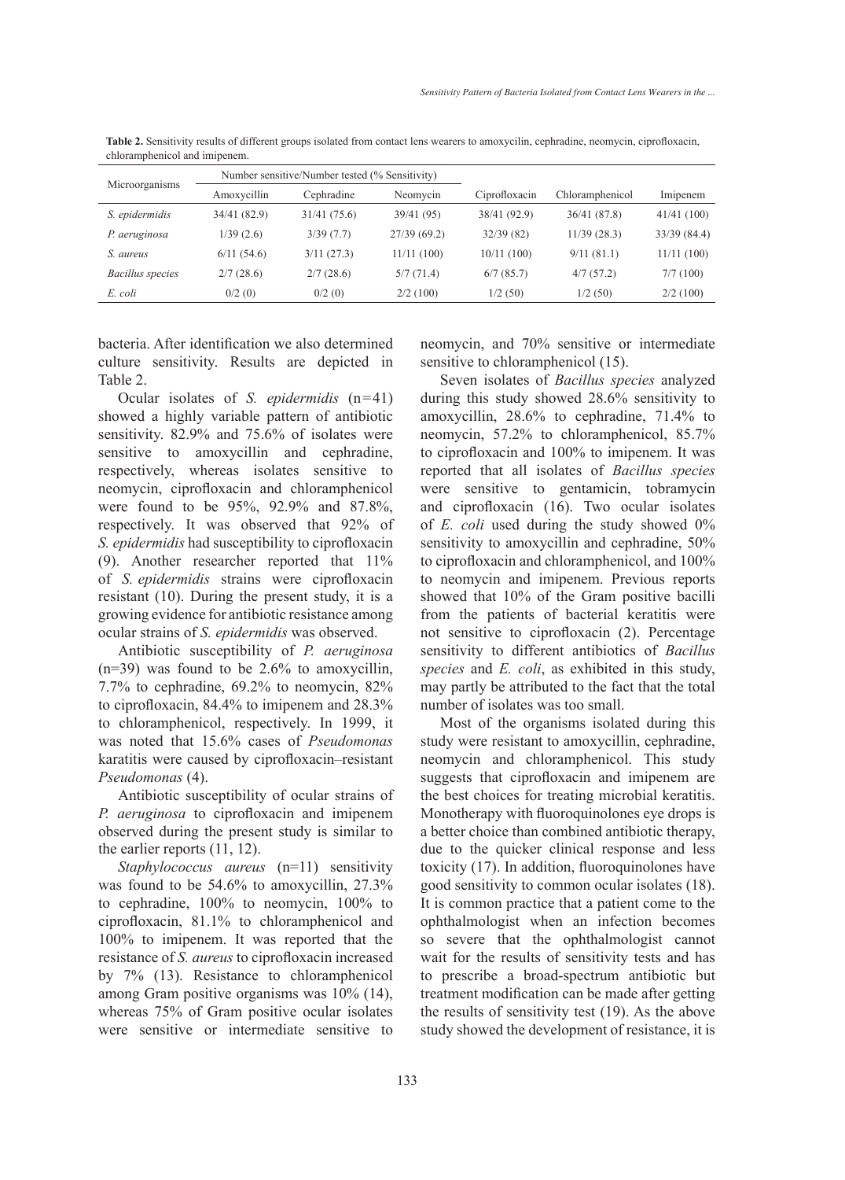**Table 2.** Sensitivity results of different groups isolated from contact lens wearers to amoxycilin, cephradine, neomycin, ciprofloxacin, chloramphenicol and imipenem.

| Microorganisms | Number sensitive/Number tested (% Sensitivity) | | | | | |
|---|---|---|---|---|---|---|
| | Amoxycillin | Cephradine | Neomycin | Ciprofloxacin | Chloramphenicol | Imipenem |
| *S. epidermidis* | 34/41 (82.9) | 31/41 (75.6) | 39/41 (95) | 38/41 (92.9) | 36/41 (87.8) | 41/41 (100) |
| *P. aeruginosa* | 1/39 (2.6) | 3/39 (7.7) | 27/39 (69.2) | 32/39 (82) | 11/39 (28.3) | 33/39 (84.4) |
| *S. aureus* | 6/11 (54.6) | 3/11 (27.3) | 11/11 (100) | 10/11 (100) | 9/11 (81.1) | 11/11 (100) |
| *Bacillus species* | 2/7 (28.6) | 2/7 (28.6) | 5/7 (71.4) | 6/7 (85.7) | 4/7 (57.2) | 7/7 (100) |
| *E. coli* | 0/2 (0) | 0/2 (0) | 2/2 (100) | 1/2 (50) | 1/2 (50) | 2/2 (100) |

bacteria. After identification we also determined culture sensitivity. Results are depicted in Table 2.

Ocular isolates of *S. epidermidis* (n=41) showed a highly variable pattern of antibiotic sensitivity. 82.9% and 75.6% of isolates were sensitive to amoxycillin and cephradine, respectively, whereas isolates sensitive to neomycin, ciprofloxacin and chloramphenicol were found to be 95%, 92.9% and 87.8%, respectively. It was observed that 92% of *S. epidermidis* had susceptibility to ciprofloxacin (9). Another researcher reported that 11% of *S. epidermidis* strains were ciprofloxacin resistant (10). During the present study, it is a growing evidence for antibiotic resistance among ocular strains of *S. epidermidis* was observed.

Antibiotic susceptibility of *P. aeruginosa* (n=39) was found to be 2.6% to amoxycillin, 7.7% to cephradine, 69.2% to neomycin, 82% to ciprofloxacin, 84.4% to imipenem and 28.3% to chloramphenicol, respectively. In 1999, it was noted that 15.6% cases of *Pseudomonas* karatitis were caused by ciprofloxacin–resistant *Pseudomonas* (4).

Antibiotic susceptibility of ocular strains of *P. aeruginosa* to ciprofloxacin and imipenem observed during the present study is similar to the earlier reports (11, 12).

*Staphylococcus aureus* (n=11) sensitivity was found to be 54.6% to amoxycillin, 27.3% to cephradine, 100% to neomycin, 100% to ciprofloxacin, 81.1% to chloramphenicol and 100% to imipenem. It was reported that the resistance of *S. aureus* to ciprofloxacin increased by 7% (13). Resistance to chloramphenicol among Gram positive organisms was 10% (14), whereas 75% of Gram positive ocular isolates were sensitive or intermediate sensitive to neomycin, and 70% sensitive or intermediate sensitive to chloramphenicol (15).

Seven isolates of *Bacillus species* analyzed during this study showed 28.6% sensitivity to amoxycillin, 28.6% to cephradine, 71.4% to neomycin, 57.2% to chloramphenicol, 85.7% to ciprofloxacin and 100% to imipenem. It was reported that all isolates of *Bacillus species* were sensitive to gentamicin, tobramycin and ciprofloxacin (16). Two ocular isolates of *E. coli* used during the study showed 0% sensitivity to amoxycillin and cephradine, 50% to ciprofloxacin and chloramphenicol, and 100% to neomycin and imipenem. Previous reports showed that 10% of the Gram positive bacilli from the patients of bacterial keratitis were not sensitive to ciprofloxacin (2). Percentage sensitivity to different antibiotics of *Bacillus species* and *E. coli*, as exhibited in this study, may partly be attributed to the fact that the total number of isolates was too small.

Most of the organisms isolated during this study were resistant to amoxycillin, cephradine, neomycin and chloramphenicol. This study suggests that ciprofloxacin and imipenem are the best choices for treating microbial keratitis. Monotherapy with fluoroquinolones eye drops is a better choice than combined antibiotic therapy, due to the quicker clinical response and less toxicity (17). In addition, fluoroquinolones have good sensitivity to common ocular isolates (18). It is common practice that a patient come to the ophthalmologist when an infection becomes so severe that the ophthalmologist cannot wait for the results of sensitivity tests and has to prescribe a broad-spectrum antibiotic but treatment modification can be made after getting the results of sensitivity test (19). As the above study showed the development of resistance, it is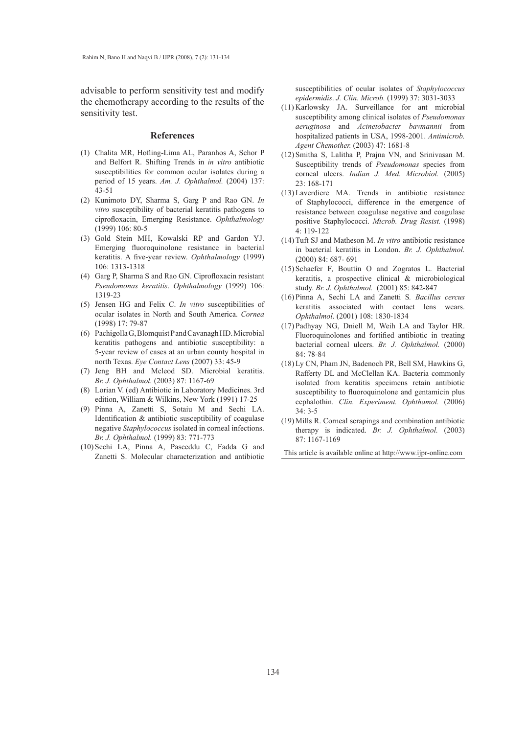advisable to perform sensitivity test and modify the chemotherapy according to the results of the sensitivity test.

## References

(1) Chalita MR, Hofling-Lima AL, Paranhos A, Schor P and Belfort R. Shifting Trends in *in vitro* antibiotic susceptibilities for common ocular isolates during a period of 15 years. *Am. J. Ophthalmol.* (2004) 137: 43-51

(2) Kunimoto DY, Sharma S, Garg P and Rao GN. *In vitro* susceptibility of bacterial keratitis pathogens to ciprofloxacin, Emerging Resistance. *Ophthalmology* (1999) 106: 80-5

(3) Gold Stein MH, Kowalski RP and Gardon YJ. Emerging fluoroquinolone resistance in bacterial keratitis. A five-year review. *Ophthalmology* (1999) 106: 1313-1318

(4) Garg P, Sharma S and Rao GN. Ciprofloxacin resistant *Pseudomonas keratitis*. *Ophthalmology* (1999) 106: 1319-23

(5) Jensen HG and Felix C. *In vitro* susceptibilities of ocular isolates in North and South America. *Cornea* (1998) 17: 79-87

(6) Pachigolla G, Blomquist P and Cavanagh HD. Microbial keratitis pathogens and antibiotic susceptibility: a 5-year review of cases at an urban county hospital in north Texas. *Eye Contact Lens* (2007) 33: 45-9

(7) Jeng BH and Mcleod SD. Microbial keratitis. *Br. J. Ophthalmol.* (2003) 87: 1167-69

(8) Lorian V. (ed) Antibiotic in Laboratory Medicines. 3rd edition, William & Wilkins, New York (1991) 17-25

(9) Pinna A, Zanetti S, Sotaiu M and Sechi LA. Identification & antibiotic susceptibility of coagulase negative *Staphylococcus* isolated in corneal infections. *Br. J. Ophthalmol.* (1999) 83: 771-773

(10) Sechi LA, Pinna A, Pasceddu C, Fadda G and Zanetti S. Molecular characterization and antibiotic susceptibilities of ocular isolates of *Staphylococcus epidermidis*. *J. Clin. Microb.* (1999) 37: 3031-3033

(11) Karlowsky JA. Surveillance for ant microbial susceptibility among clinical isolates of *Pseudomonas aeruginosa* and *Acinetobacter bavmannii* from hospitalized patients in USA, 1998-2001. *Antimicrob. Agent Chemother.* (2003) 47: 1681-8

(12) Smitha S, Lalitha P, Prajna VN, and Srinivasan M. Susceptibility trends of *Pseudomonas* species from corneal ulcers. *Indian J. Med. Microbiol.* (2005) 23: 168-171

(13) Laverdiere MA. Trends in antibiotic resistance of Staphylococci, difference in the emergence of resistance between coagulase negative and coagulase positive Staphylococci. *Microb. Drug Resist.* (1998) 4: 119-122

(14) Tuft SJ and Matheson M. *In vitro* antibiotic resistance in bacterial keratitis in London. *Br. J. Ophthalmol.* (2000) 84: 687- 691

(15) Schaefer F, Bouttin O and Zogratos L. Bacterial keratitis, a prospective clinical & microbiological study. *Br. J. Ophthalmol.* (2001) 85: 842-847

(16) Pinna A, Sechi LA and Zanetti S. *Bacillus cercus* keratitis associated with contact lens wears. *Ophthalmol*. (2001) 108: 1830-1834

(17) Padhyay NG, Dniell M, Weih LA and Taylor HR. Fluoroquinolones and fortified antibiotic in treating bacterial corneal ulcers. *Br. J. Ophthalmol.* (2000) 84: 78-84

(18) Ly CN, Pham JN, Badenoch PR, Bell SM, Hawkins G, Rafferty DL and McClellan KA. Bacteria commonly isolated from keratitis specimens retain antibiotic susceptibility to fluoroquinolone and gentamicin plus cephalothin. *Clin. Experiment. Ophthamol.* (2006) 34: 3-5

(19) Mills R. Corneal scrapings and combination antibiotic therapy is indicated. *Br. J. Ophthalmol.* (2003) 87: 1167-1169

This article is available online at http://www.ijpr-online.com